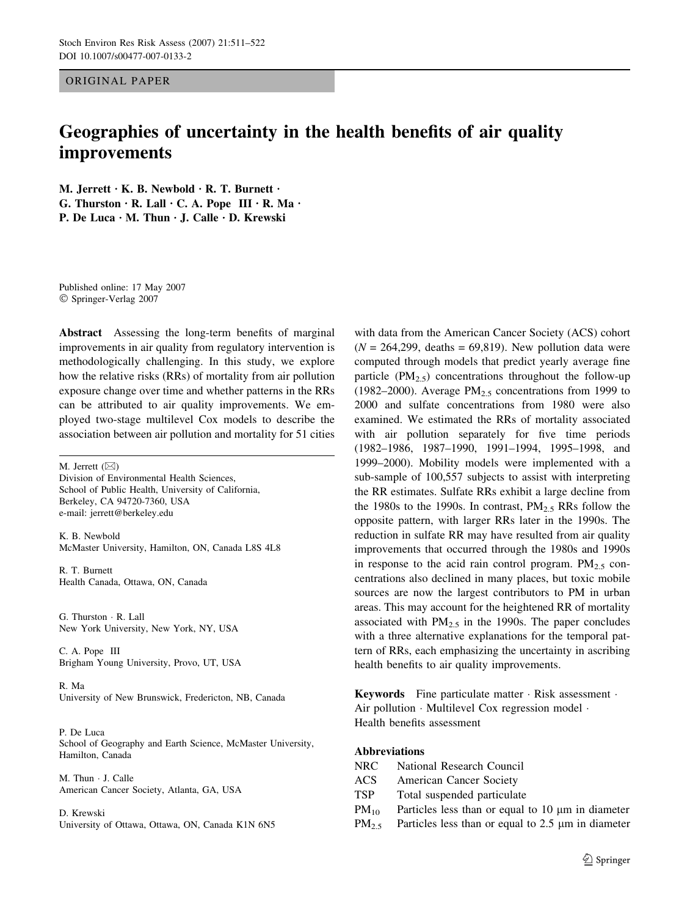ORIGINAL PAPER

# Geographies of uncertainty in the health benefits of air quality improvements

**M. Jerrett · K. B. Newbold · R. T. Burnett · G. Thurston · R. Lall · C. A. Pope III · R. Ma · P. De Luca · M. Thun · J. Calle · D. Krewski**

Published online: 17 May 2007
© Springer-Verlag 2007

**Abstract** Assessing the long-term benefits of marginal improvements in air quality from regulatory intervention is methodologically challenging. In this study, we explore how the relative risks (RRs) of mortality from air pollution exposure change over time and whether patterns in the RRs can be attributed to air quality improvements. We employed two-stage multilevel Cox models to describe the association between air pollution and mortality for 51 cities with data from the American Cancer Society (ACS) cohort ($N = 264{,}299$, deaths = 69,819). New pollution data were computed through models that predict yearly average fine particle ($PM_{2.5}$) concentrations throughout the follow-up (1982–2000). Average $PM_{2.5}$ concentrations from 1999 to 2000 and sulfate concentrations from 1980 were also examined. We estimated the RRs of mortality associated with air pollution separately for five time periods (1982–1986, 1987–1990, 1991–1994, 1995–1998, and 1999–2000). Mobility models were implemented with a sub-sample of 100,557 subjects to assist with interpreting the RR estimates. Sulfate RRs exhibit a large decline from the 1980s to the 1990s. In contrast, $PM_{2.5}$ RRs follow the opposite pattern, with larger RRs later in the 1990s. The reduction in sulfate RR may have resulted from air quality improvements that occurred through the 1980s and 1990s in response to the acid rain control program. $PM_{2.5}$ concentrations also declined in many places, but toxic mobile sources are now the largest contributors to PM in urban areas. This may account for the heightened RR of mortality associated with $PM_{2.5}$ in the 1990s. The paper concludes with a three alternative explanations for the temporal pattern of RRs, each emphasizing the uncertainty in ascribing health benefits to air quality improvements.

**Keywords** Fine particulate matter · Risk assessment · Air pollution · Multilevel Cox regression model · Health benefits assessment

**Abbreviations**

| | |
|---|---|
| NRC | National Research Council |
| ACS | American Cancer Society |
| TSP | Total suspended particulate |
| $PM_{10}$ | Particles less than or equal to 10 μm in diameter |
| $PM_{2.5}$ | Particles less than or equal to 2.5 μm in diameter |

---

M. Jerrett (✉)
Division of Environmental Health Sciences, School of Public Health, University of California, Berkeley, CA 94720-7360, USA
e-mail: jerrett@berkeley.edu

K. B. Newbold
McMaster University, Hamilton, ON, Canada L8S 4L8

R. T. Burnett
Health Canada, Ottawa, ON, Canada

G. Thurston · R. Lall
New York University, New York, NY, USA

C. A. Pope III
Brigham Young University, Provo, UT, USA

R. Ma
University of New Brunswick, Fredericton, NB, Canada

P. De Luca
School of Geography and Earth Science, McMaster University, Hamilton, Canada

M. Thun · J. Calle
American Cancer Society, Atlanta, GA, USA

D. Krewski
University of Ottawa, Ottawa, ON, Canada K1N 6N5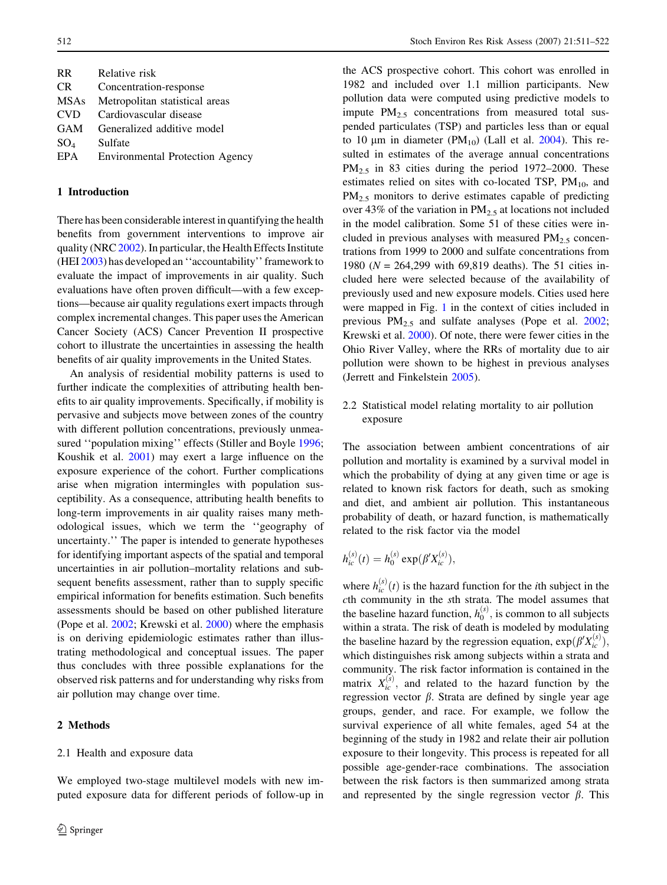| | |
|---|---|
| RR | Relative risk |
| CR | Concentration-response |
| MSAs | Metropolitan statistical areas |
| CVD | Cardiovascular disease |
| GAM | Generalized additive model |
| $SO_4$ | Sulfate |
| EPA | Environmental Protection Agency |

## 1 Introduction

There has been considerable interest in quantifying the health benefits from government interventions to improve air quality (NRC 2002). In particular, the Health Effects Institute (HEI 2003) has developed an ''accountability'' framework to evaluate the impact of improvements in air quality. Such evaluations have often proven difficult—with a few exceptions—because air quality regulations exert impacts through complex incremental changes. This paper uses the American Cancer Society (ACS) Cancer Prevention II prospective cohort to illustrate the uncertainties in assessing the health benefits of air quality improvements in the United States.

An analysis of residential mobility patterns is used to further indicate the complexities of attributing health benefits to air quality improvements. Specifically, if mobility is pervasive and subjects move between zones of the country with different pollution concentrations, previously unmeasured ''population mixing'' effects (Stiller and Boyle 1996; Koushik et al. 2001) may exert a large influence on the exposure experience of the cohort. Further complications arise when migration intermingles with population susceptibility. As a consequence, attributing health benefits to long-term improvements in air quality raises many methodological issues, which we term the ''geography of uncertainty.'' The paper is intended to generate hypotheses for identifying important aspects of the spatial and temporal uncertainties in air pollution–mortality relations and subsequent benefits assessment, rather than to supply specific empirical information for benefits estimation. Such benefits assessments should be based on other published literature (Pope et al. 2002; Krewski et al. 2000) where the emphasis is on deriving epidemiologic estimates rather than illustrating methodological and conceptual issues. The paper thus concludes with three possible explanations for the observed risk patterns and for understanding why risks from air pollution may change over time.

## 2 Methods

### 2.1 Health and exposure data

We employed two-stage multilevel models with new imputed exposure data for different periods of follow-up in the ACS prospective cohort. This cohort was enrolled in 1982 and included over 1.1 million participants. New pollution data were computed using predictive models to impute $PM_{2.5}$ concentrations from measured total suspended particulates (TSP) and particles less than or equal to 10 μm in diameter ($PM_{10}$) (Lall et al. 2004). This resulted in estimates of the average annual concentrations $PM_{2.5}$ in 83 cities during the period 1972–2000. These estimates relied on sites with co-located TSP, $PM_{10}$, and $PM_{2.5}$ monitors to derive estimates capable of predicting over 43% of the variation in $PM_{2.5}$ at locations not included in the model calibration. Some 51 of these cities were included in previous analyses with measured $PM_{2.5}$ concentrations from 1999 to 2000 and sulfate concentrations from 1980 ($N$ = 264,299 with 69,819 deaths). The 51 cities included here were selected because of the availability of previously used and new exposure models. Cities used here were mapped in Fig. 1 in the context of cities included in previous $PM_{2.5}$ and sulfate analyses (Pope et al. 2002; Krewski et al. 2000). Of note, there were fewer cities in the Ohio River Valley, where the RRs of mortality due to air pollution were shown to be highest in previous analyses (Jerrett and Finkelstein 2005).

### 2.2 Statistical model relating mortality to air pollution exposure

The association between ambient concentrations of air pollution and mortality is examined by a survival model in which the probability of dying at any given time or age is related to known risk factors for death, such as smoking and diet, and ambient air pollution. This instantaneous probability of death, or hazard function, is mathematically related to the risk factor via the model

$$h_{ic}^{(s)}(t) = h_0^{(s)} \exp(\beta' X_{ic}^{(s)}),$$

where $h_{ic}^{(s)}(t)$ is the hazard function for the $i$th subject in the $c$th community in the $s$th strata. The model assumes that the baseline hazard function, $h_0^{(s)}$, is common to all subjects within a strata. The risk of death is modeled by modulating the baseline hazard by the regression equation, $\exp(\beta' X_{ic}^{(s)})$, which distinguishes risk among subjects within a strata and community. The risk factor information is contained in the matrix $X_{ic}^{(s)}$, and related to the hazard function by the regression vector $\beta$. Strata are defined by single year age groups, gender, and race. For example, we follow the survival experience of all white females, aged 54 at the beginning of the study in 1982 and relate their air pollution exposure to their longevity. This process is repeated for all possible age-gender-race combinations. The association between the risk factors is then summarized among strata and represented by the single regression vector $\beta$. This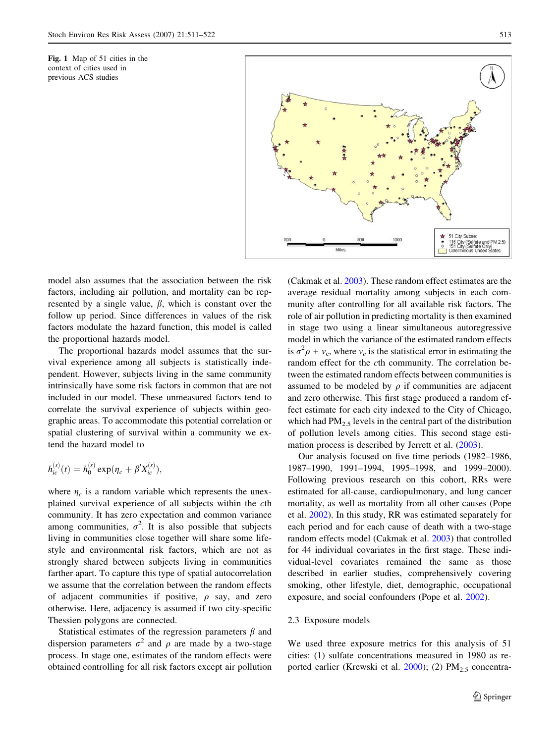**Fig. 1** Map of 51 cities in the context of cities used in previous ACS studies

model also assumes that the association between the risk factors, including air pollution, and mortality can be represented by a single value, $\beta$, which is constant over the follow up period. Since differences in values of the risk factors modulate the hazard function, this model is called the proportional hazards model.

The proportional hazards model assumes that the survival experience among all subjects is statistically independent. However, subjects living in the same community intrinsically have some risk factors in common that are not included in our model. These unmeasured factors tend to correlate the survival experience of subjects within geographic areas. To accommodate this potential correlation or spatial clustering of survival within a community we extend the hazard model to

$$h_{ic}^{(s)}(t) = h_0^{(s)} \exp(\eta_c + \beta' X_{ic}^{(s)}),$$

where $\eta_c$ is a random variable which represents the unexplained survival experience of all subjects within the $c$th community. It has zero expectation and common variance among communities, $\sigma^2$. It is also possible that subjects living in communities close together will share some lifestyle and environmental risk factors, which are not as strongly shared between subjects living in communities farther apart. To capture this type of spatial autocorrelation we assume that the correlation between the random effects of adjacent communities if positive, $\rho$ say, and zero otherwise. Here, adjacency is assumed if two city-specific Thessien polygons are connected.

Statistical estimates of the regression parameters $\beta$ and dispersion parameters $\sigma^2$ and $\rho$ are made by a two-stage process. In stage one, estimates of the random effects were obtained controlling for all risk factors except air pollution (Cakmak et al. 2003). These random effect estimates are the average residual mortality among subjects in each community after controlling for all available risk factors. The role of air pollution in predicting mortality is then examined in stage two using a linear simultaneous autoregressive model in which the variance of the estimated random effects is $\sigma^2\rho + v_c$, where $v_c$ is the statistical error in estimating the random effect for the $c$th community. The correlation between the estimated random effects between communities is assumed to be modeled by $\rho$ if communities are adjacent and zero otherwise. This first stage produced a random effect estimate for each city indexed to the City of Chicago, which had $PM_{2.5}$ levels in the central part of the distribution of pollution levels among cities. This second stage estimation process is described by Jerrett et al. (2003).

Our analysis focused on five time periods (1982–1986, 1987–1990, 1991–1994, 1995–1998, and 1999–2000). Following previous research on this cohort, RRs were estimated for all-cause, cardiopulmonary, and lung cancer mortality, as well as mortality from all other causes (Pope et al. 2002). In this study, RR was estimated separately for each period and for each cause of death with a two-stage random effects model (Cakmak et al. 2003) that controlled for 44 individual covariates in the first stage. These individual-level covariates remained the same as those described in earlier studies, comprehensively covering smoking, other lifestyle, diet, demographic, occupational exposure, and social confounders (Pope et al. 2002).

### 2.3 Exposure models

We used three exposure metrics for this analysis of 51 cities: (1) sulfate concentrations measured in 1980 as reported earlier (Krewski et al. 2000); (2) $PM_{2.5}$ concentra-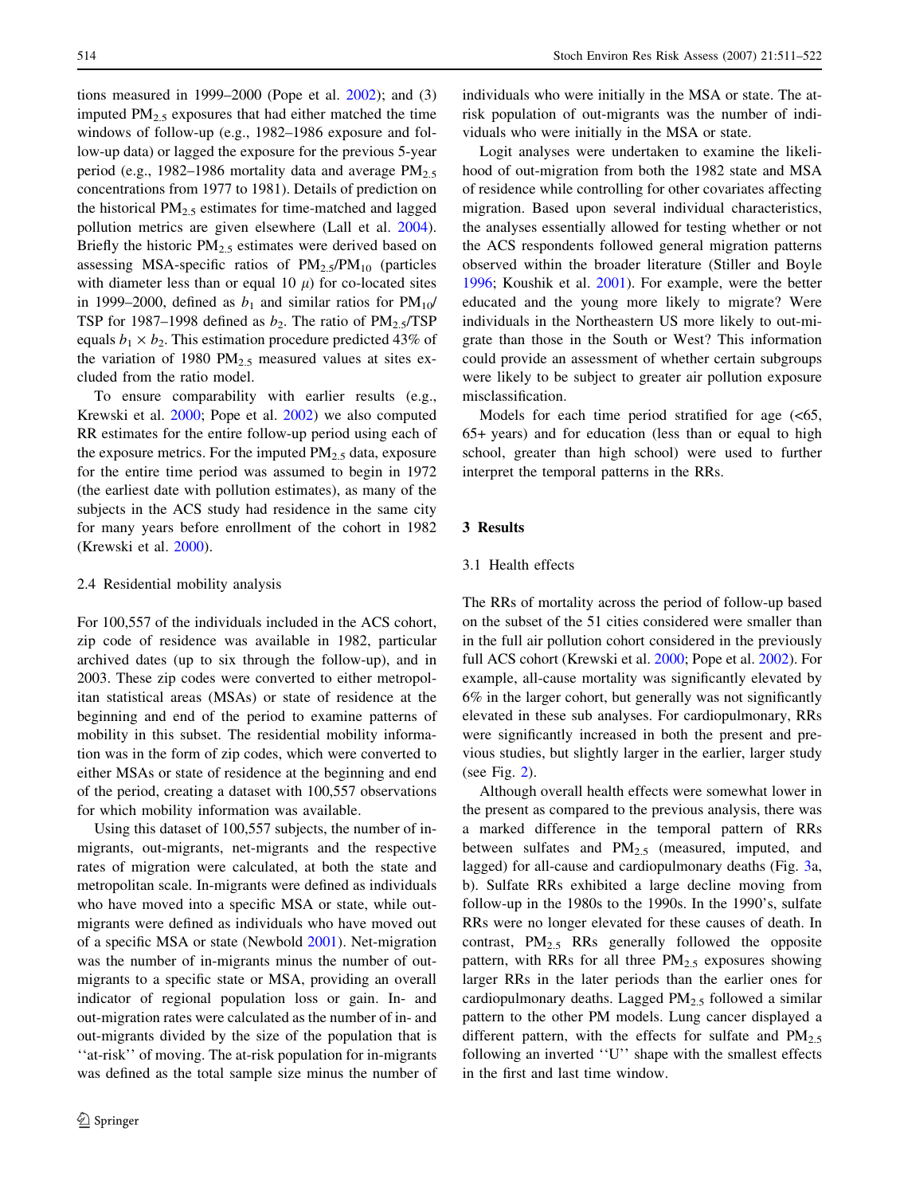tions measured in 1999–2000 (Pope et al. 2002); and (3) imputed $PM_{2.5}$ exposures that had either matched the time windows of follow-up (e.g., 1982–1986 exposure and follow-up data) or lagged the exposure for the previous 5-year period (e.g., 1982–1986 mortality data and average $PM_{2.5}$ concentrations from 1977 to 1981). Details of prediction on the historical $PM_{2.5}$ estimates for time-matched and lagged pollution metrics are given elsewhere (Lall et al. 2004). Briefly the historic $PM_{2.5}$ estimates were derived based on assessing MSA-specific ratios of $PM_{2.5}/PM_{10}$ (particles with diameter less than or equal 10 $\mu$) for co-located sites in 1999–2000, defined as $b_1$ and similar ratios for $PM_{10}$/TSP for 1987–1998 defined as $b_2$. The ratio of $PM_{2.5}$/TSP equals $b_1 \times b_2$. This estimation procedure predicted 43% of the variation of 1980 $PM_{2.5}$ measured values at sites excluded from the ratio model.

To ensure comparability with earlier results (e.g., Krewski et al. 2000; Pope et al. 2002) we also computed RR estimates for the entire follow-up period using each of the exposure metrics. For the imputed $PM_{2.5}$ data, exposure for the entire time period was assumed to begin in 1972 (the earliest date with pollution estimates), as many of the subjects in the ACS study had residence in the same city for many years before enrollment of the cohort in 1982 (Krewski et al. 2000).

### 2.4 Residential mobility analysis

For 100,557 of the individuals included in the ACS cohort, zip code of residence was available in 1982, particular archived dates (up to six through the follow-up), and in 2003. These zip codes were converted to either metropolitan statistical areas (MSAs) or state of residence at the beginning and end of the period to examine patterns of mobility in this subset. The residential mobility information was in the form of zip codes, which were converted to either MSAs or state of residence at the beginning and end of the period, creating a dataset with 100,557 observations for which mobility information was available.

Using this dataset of 100,557 subjects, the number of in-migrants, out-migrants, net-migrants and the respective rates of migration were calculated, at both the state and metropolitan scale. In-migrants were defined as individuals who have moved into a specific MSA or state, while out-migrants were defined as individuals who have moved out of a specific MSA or state (Newbold 2001). Net-migration was the number of in-migrants minus the number of out-migrants to a specific state or MSA, providing an overall indicator of regional population loss or gain. In- and out-migration rates were calculated as the number of in- and out-migrants divided by the size of the population that is ''at-risk'' of moving. The at-risk population for in-migrants was defined as the total sample size minus the number of individuals who were initially in the MSA or state. The at-risk population of out-migrants was the number of individuals who were initially in the MSA or state.

Logit analyses were undertaken to examine the likelihood of out-migration from both the 1982 state and MSA of residence while controlling for other covariates affecting migration. Based upon several individual characteristics, the analyses essentially allowed for testing whether or not the ACS respondents followed general migration patterns observed within the broader literature (Stiller and Boyle 1996; Koushik et al. 2001). For example, were the better educated and the young more likely to migrate? Were individuals in the Northeastern US more likely to out-migrate than those in the South or West? This information could provide an assessment of whether certain subgroups were likely to be subject to greater air pollution exposure misclassification.

Models for each time period stratified for age (<65, 65+ years) and for education (less than or equal to high school, greater than high school) were used to further interpret the temporal patterns in the RRs.

## 3 Results

### 3.1 Health effects

The RRs of mortality across the period of follow-up based on the subset of the 51 cities considered were smaller than in the full air pollution cohort considered in the previously full ACS cohort (Krewski et al. 2000; Pope et al. 2002). For example, all-cause mortality was significantly elevated by 6% in the larger cohort, but generally was not significantly elevated in these sub analyses. For cardiopulmonary, RRs were significantly increased in both the present and previous studies, but slightly larger in the earlier, larger study (see Fig. 2).

Although overall health effects were somewhat lower in the present as compared to the previous analysis, there was a marked difference in the temporal pattern of RRs between sulfates and $PM_{2.5}$ (measured, imputed, and lagged) for all-cause and cardiopulmonary deaths (Fig. 3a, b). Sulfate RRs exhibited a large decline moving from follow-up in the 1980s to the 1990s. In the 1990's, sulfate RRs were no longer elevated for these causes of death. In contrast, $PM_{2.5}$ RRs generally followed the opposite pattern, with RRs for all three $PM_{2.5}$ exposures showing larger RRs in the later periods than the earlier ones for cardiopulmonary deaths. Lagged $PM_{2.5}$ followed a similar pattern to the other PM models. Lung cancer displayed a different pattern, with the effects for sulfate and $PM_{2.5}$ following an inverted ''U'' shape with the smallest effects in the first and last time window.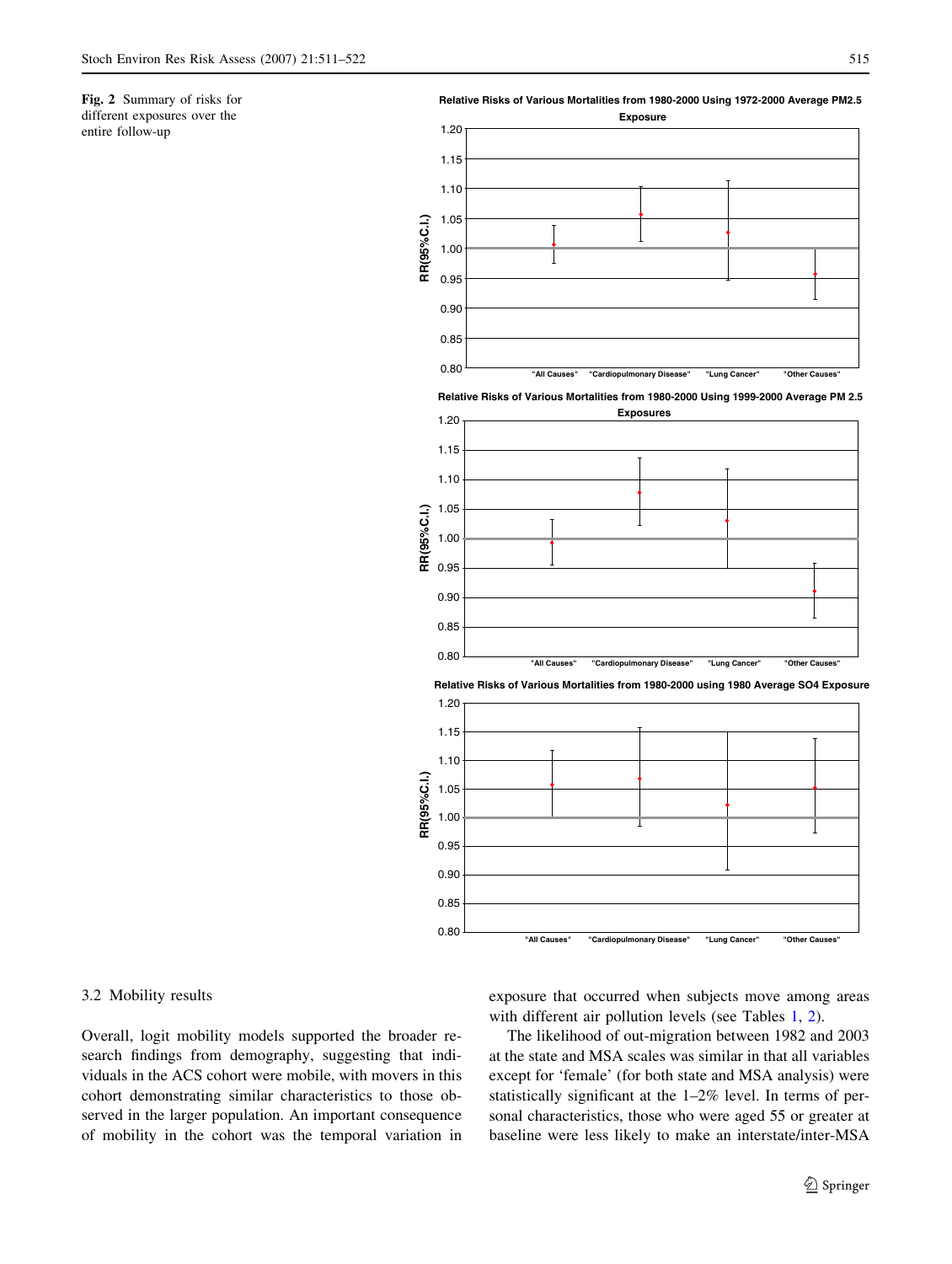**Fig. 2** Summary of risks for different exposures over the entire follow-up

### 3.2 Mobility results

Overall, logit mobility models supported the broader research findings from demography, suggesting that individuals in the ACS cohort were mobile, with movers in this cohort demonstrating similar characteristics to those observed in the larger population. An important consequence of mobility in the cohort was the temporal variation in exposure that occurred when subjects move among areas with different air pollution levels (see Tables 1, 2).

The likelihood of out-migration between 1982 and 2003 at the state and MSA scales was similar in that all variables except for 'female' (for both state and MSA analysis) were statistically significant at the 1–2% level. In terms of personal characteristics, those who were aged 55 or greater at baseline were less likely to make an interstate/inter-MSA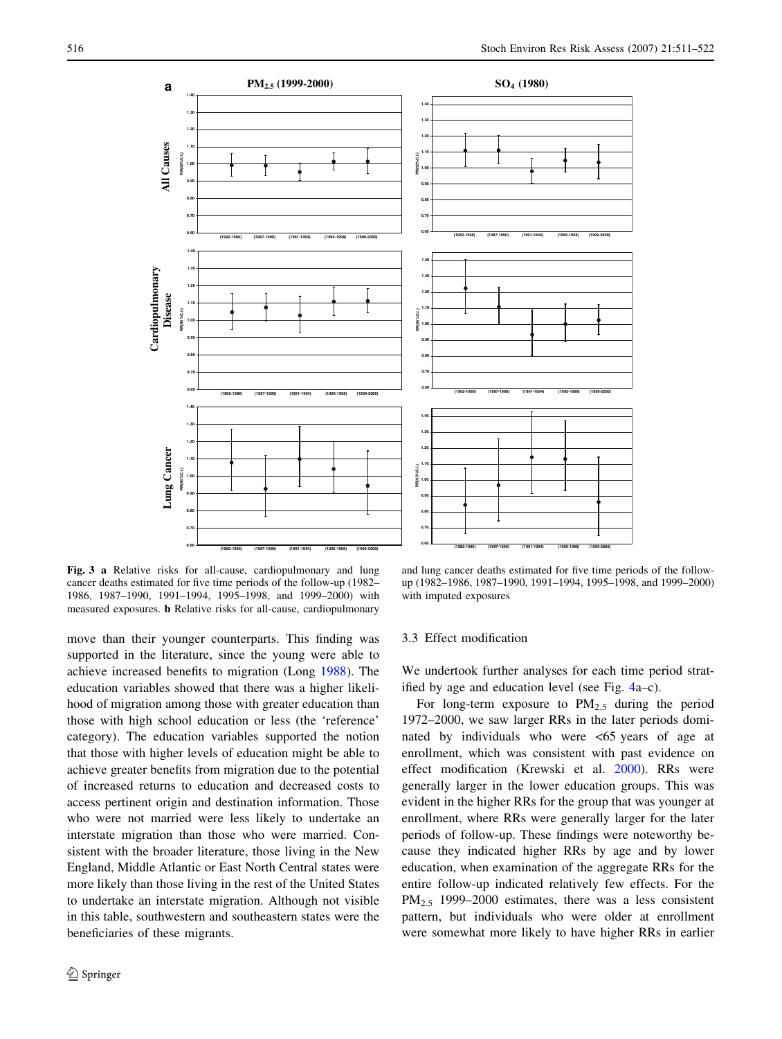**Fig. 3** **a** Relative risks for all-cause, cardiopulmonary and lung cancer deaths estimated for five time periods of the follow-up (1982–1986, 1987–1990, 1991–1994, 1995–1998, and 1999–2000) with measured exposures. **b** Relative risks for all-cause, cardiopulmonary and lung cancer deaths estimated for five time periods of the follow-up (1982–1986, 1987–1990, 1991–1994, 1995–1998, and 1999–2000) with imputed exposures

move than their younger counterparts. This finding was supported in the literature, since the young were able to achieve increased benefits to migration (Long 1988). The education variables showed that there was a higher likelihood of migration among those with greater education than those with high school education or less (the 'reference' category). The education variables supported the notion that those with higher levels of education might be able to achieve greater benefits from migration due to the potential of increased returns to education and decreased costs to access pertinent origin and destination information. Those who were not married were less likely to undertake an interstate migration than those who were married. Consistent with the broader literature, those living in the New England, Middle Atlantic or East North Central states were more likely than those living in the rest of the United States to undertake an interstate migration. Although not visible in this table, southwestern and southeastern states were the beneficiaries of these migrants.

### 3.3 Effect modification

We undertook further analyses for each time period stratified by age and education level (see Fig. 4a–c).

For long-term exposure to $PM_{2.5}$ during the period 1972–2000, we saw larger RRs in the later periods dominated by individuals who were <65 years of age at enrollment, which was consistent with past evidence on effect modification (Krewski et al. 2000). RRs were generally larger in the lower education groups. This was evident in the higher RRs for the group that was younger at enrollment, where RRs were generally larger for the later periods of follow-up. These findings were noteworthy because they indicated higher RRs by age and by lower education, when examination of the aggregate RRs for the entire follow-up indicated relatively few effects. For the $PM_{2.5}$ 1999–2000 estimates, there was a less consistent pattern, but individuals who were older at enrollment were somewhat more likely to have higher RRs in earlier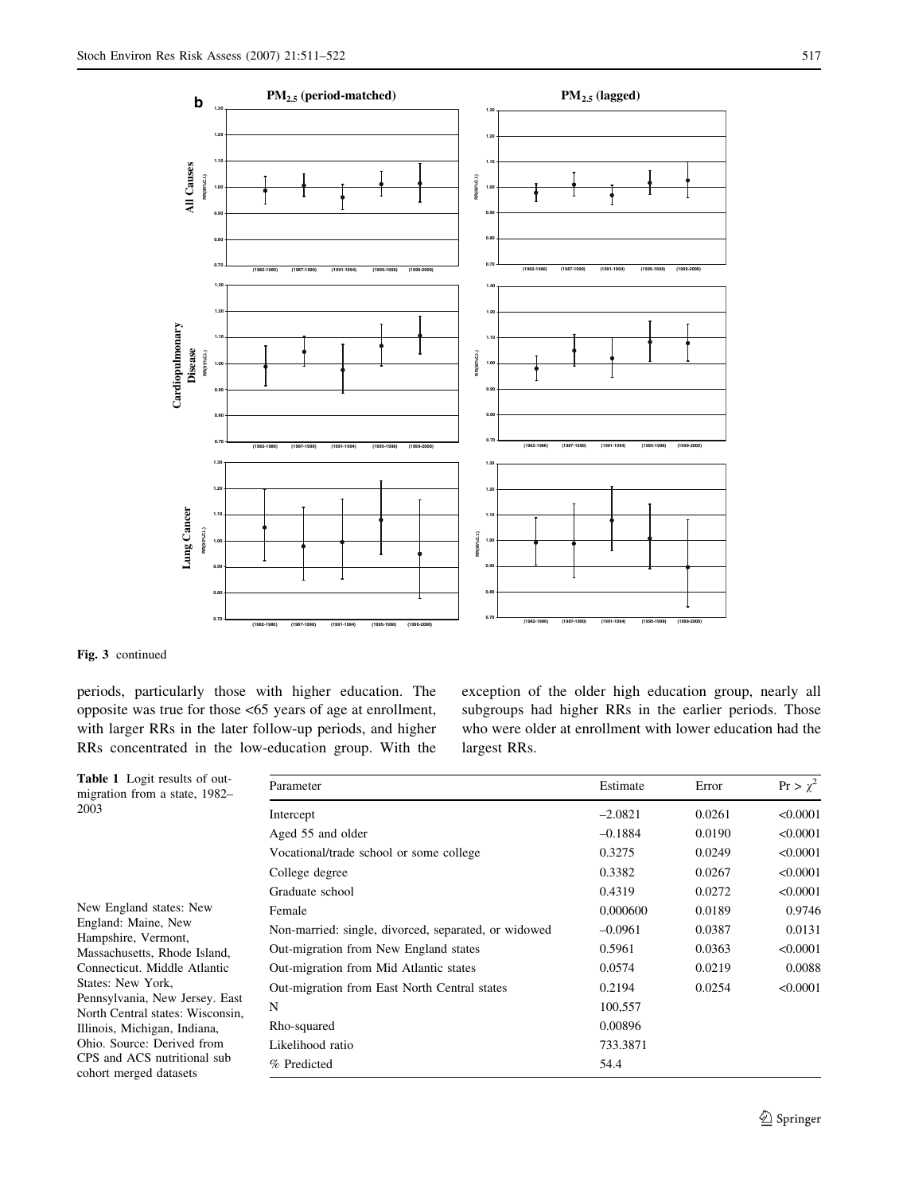Fig. 3 continued

periods, particularly those with higher education. The opposite was true for those <65 years of age at enrollment, with larger RRs in the later follow-up periods, and higher RRs concentrated in the low-education group. With the exception of the older high education group, nearly all subgroups had higher RRs in the earlier periods. Those who were older at enrollment with lower education had the largest RRs.

**Table 1** Logit results of out-migration from a state, 1982–2003

| Parameter | Estimate | Error | $\Pr > \chi^2$ |
|---|---|---|---|
| Intercept | –2.0821 | 0.0261 | <0.0001 |
| Aged 55 and older | –0.1884 | 0.0190 | <0.0001 |
| Vocational/trade school or some college | 0.3275 | 0.0249 | <0.0001 |
| College degree | 0.3382 | 0.0267 | <0.0001 |
| Graduate school | 0.4319 | 0.0272 | <0.0001 |
| Female | 0.000600 | 0.0189 | 0.9746 |
| Non-married: single, divorced, separated, or widowed | –0.0961 | 0.0387 | 0.0131 |
| Out-migration from New England states | 0.5961 | 0.0363 | <0.0001 |
| Out-migration from Mid Atlantic states | 0.0574 | 0.0219 | 0.0088 |
| Out-migration from East North Central states | 0.2194 | 0.0254 | <0.0001 |
| N | 100,557 | | |
| Rho-squared | 0.00896 | | |
| Likelihood ratio | 733.3871 | | |
| % Predicted | 54.4 | | |

New England states: New England: Maine, New Hampshire, Vermont, Massachusetts, Rhode Island, Connecticut. Middle Atlantic States: New York, Pennsylvania, New Jersey. East North Central states: Wisconsin, Illinois, Michigan, Indiana, Ohio. Source: Derived from CPS and ACS nutritional sub cohort merged datasets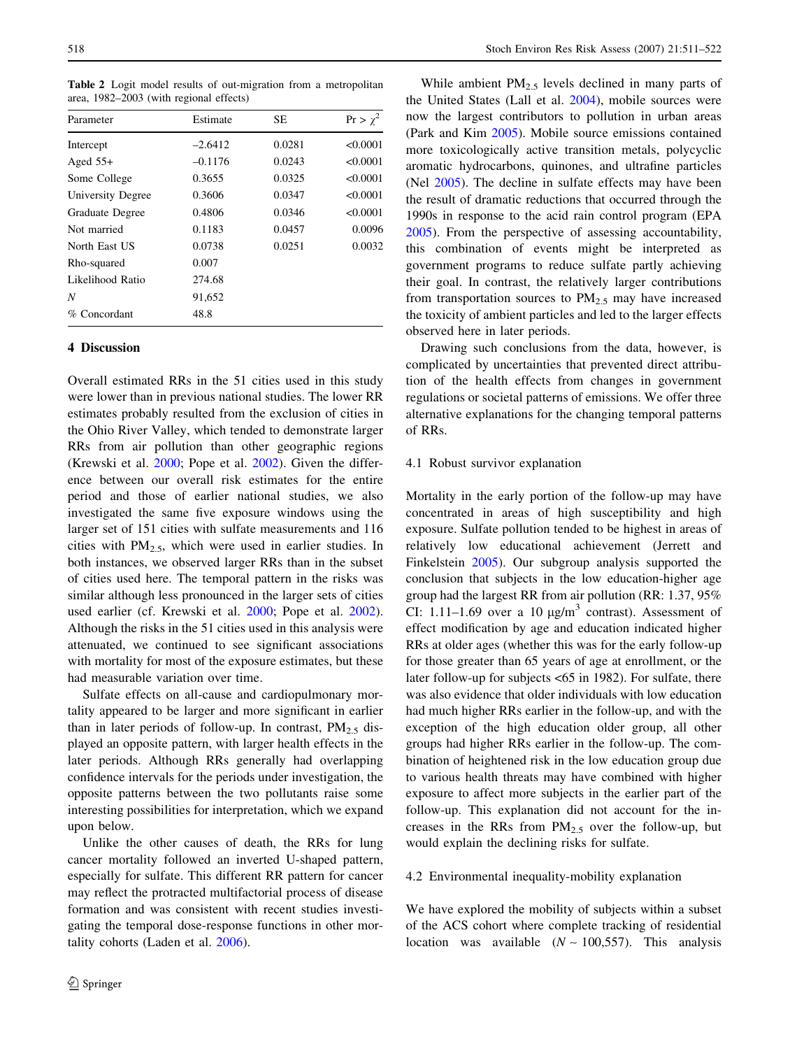**Table 2** Logit model results of out-migration from a metropolitan area, 1982–2003 (with regional effects)

| Parameter | Estimate | SE | Pr > $\chi^2$ |
|---|---|---|---|
| Intercept | –2.6412 | 0.0281 | <0.0001 |
| Aged 55+ | –0.1176 | 0.0243 | <0.0001 |
| Some College | 0.3655 | 0.0325 | <0.0001 |
| University Degree | 0.3606 | 0.0347 | <0.0001 |
| Graduate Degree | 0.4806 | 0.0346 | <0.0001 |
| Not married | 0.1183 | 0.0457 | 0.0096 |
| North East US | 0.0738 | 0.0251 | 0.0032 |
| Rho-squared | 0.007 | | |
| Likelihood Ratio | 274.68 | | |
| *N* | 91,652 | | |
| % Concordant | 48.8 | | |

## 4 Discussion

Overall estimated RRs in the 51 cities used in this study were lower than in previous national studies. The lower RR estimates probably resulted from the exclusion of cities in the Ohio River Valley, which tended to demonstrate larger RRs from air pollution than other geographic regions (Krewski et al. 2000; Pope et al. 2002). Given the difference between our overall risk estimates for the entire period and those of earlier national studies, we also investigated the same five exposure windows using the larger set of 151 cities with sulfate measurements and 116 cities with $PM_{2.5}$, which were used in earlier studies. In both instances, we observed larger RRs than in the subset of cities used here. The temporal pattern in the risks was similar although less pronounced in the larger sets of cities used earlier (cf. Krewski et al. 2000; Pope et al. 2002). Although the risks in the 51 cities used in this analysis were attenuated, we continued to see significant associations with mortality for most of the exposure estimates, but these had measurable variation over time.

Sulfate effects on all-cause and cardiopulmonary mortality appeared to be larger and more significant in earlier than in later periods of follow-up. In contrast, $PM_{2.5}$ displayed an opposite pattern, with larger health effects in the later periods. Although RRs generally had overlapping confidence intervals for the periods under investigation, the opposite patterns between the two pollutants raise some interesting possibilities for interpretation, which we expand upon below.

Unlike the other causes of death, the RRs for lung cancer mortality followed an inverted U-shaped pattern, especially for sulfate. This different RR pattern for cancer may reflect the protracted multifactorial process of disease formation and was consistent with recent studies investigating the temporal dose-response functions in other mortality cohorts (Laden et al. 2006).

While ambient $PM_{2.5}$ levels declined in many parts of the United States (Lall et al. 2004), mobile sources were now the largest contributors to pollution in urban areas (Park and Kim 2005). Mobile source emissions contained more toxicologically active transition metals, polycyclic aromatic hydrocarbons, quinones, and ultrafine particles (Nel 2005). The decline in sulfate effects may have been the result of dramatic reductions that occurred through the 1990s in response to the acid rain control program (EPA 2005). From the perspective of assessing accountability, this combination of events might be interpreted as government programs to reduce sulfate partly achieving their goal. In contrast, the relatively larger contributions from transportation sources to $PM_{2.5}$ may have increased the toxicity of ambient particles and led to the larger effects observed here in later periods.

Drawing such conclusions from the data, however, is complicated by uncertainties that prevented direct attribution of the health effects from changes in government regulations or societal patterns of emissions. We offer three alternative explanations for the changing temporal patterns of RRs.

### 4.1 Robust survivor explanation

Mortality in the early portion of the follow-up may have concentrated in areas of high susceptibility and high exposure. Sulfate pollution tended to be highest in areas of relatively low educational achievement (Jerrett and Finkelstein 2005). Our subgroup analysis supported the conclusion that subjects in the low education-higher age group had the largest RR from air pollution (RR: 1.37, 95% CI: 1.11–1.69 over a 10 μg/m$^3$ contrast). Assessment of effect modification by age and education indicated higher RRs at older ages (whether this was for the early follow-up for those greater than 65 years of age at enrollment, or the later follow-up for subjects <65 in 1982). For sulfate, there was also evidence that older individuals with low education had much higher RRs earlier in the follow-up, and with the exception of the high education older group, all other groups had higher RRs earlier in the follow-up. The combination of heightened risk in the low education group due to various health threats may have combined with higher exposure to affect more subjects in the earlier part of the follow-up. This explanation did not account for the increases in the RRs from $PM_{2.5}$ over the follow-up, but would explain the declining risks for sulfate.

### 4.2 Environmental inequality-mobility explanation

We have explored the mobility of subjects within a subset of the ACS cohort where complete tracking of residential location was available ($N \sim 100{,}557$). This analysis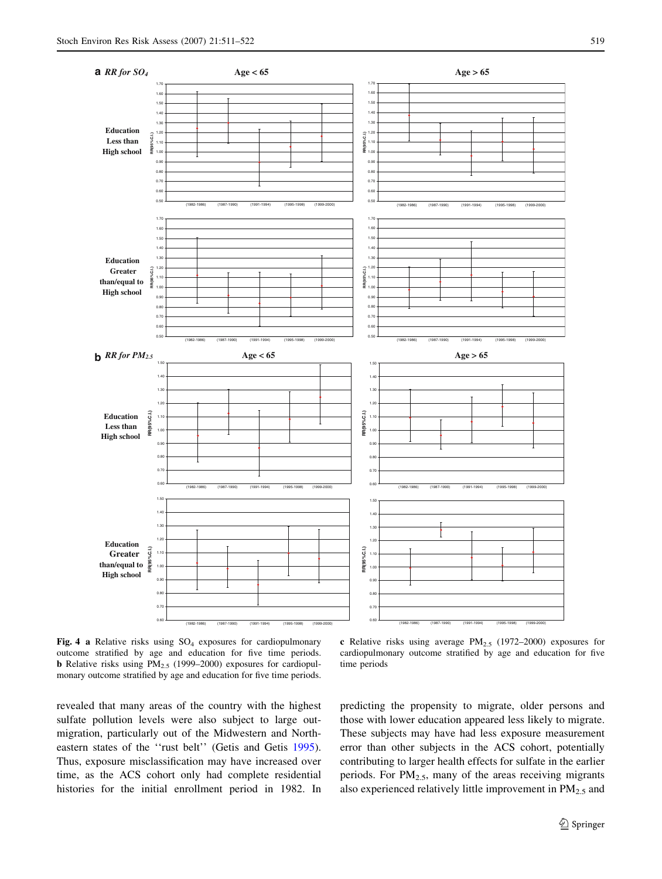**Fig. 4** **a** Relative risks using $SO_4$ exposures for cardiopulmonary outcome stratified by age and education for five time periods. **b** Relative risks using $PM_{2.5}$ (1999–2000) exposures for cardiopulmonary outcome stratified by age and education for five time periods. **c** Relative risks using average $PM_{2.5}$ (1972–2000) exposures for cardiopulmonary outcome stratified by age and education for five time periods

revealed that many areas of the country with the highest sulfate pollution levels were also subject to large out-migration, particularly out of the Midwestern and North-eastern states of the ''rust belt'' (Getis and Getis 1995). Thus, exposure misclassification may have increased over time, as the ACS cohort only had complete residential histories for the initial enrollment period in 1982. In predicting the propensity to migrate, older persons and those with lower education appeared less likely to migrate. These subjects may have had less exposure measurement error than other subjects in the ACS cohort, potentially contributing to larger health effects for sulfate in the earlier periods. For $PM_{2.5}$, many of the areas receiving migrants also experienced relatively little improvement in $PM_{2.5}$ and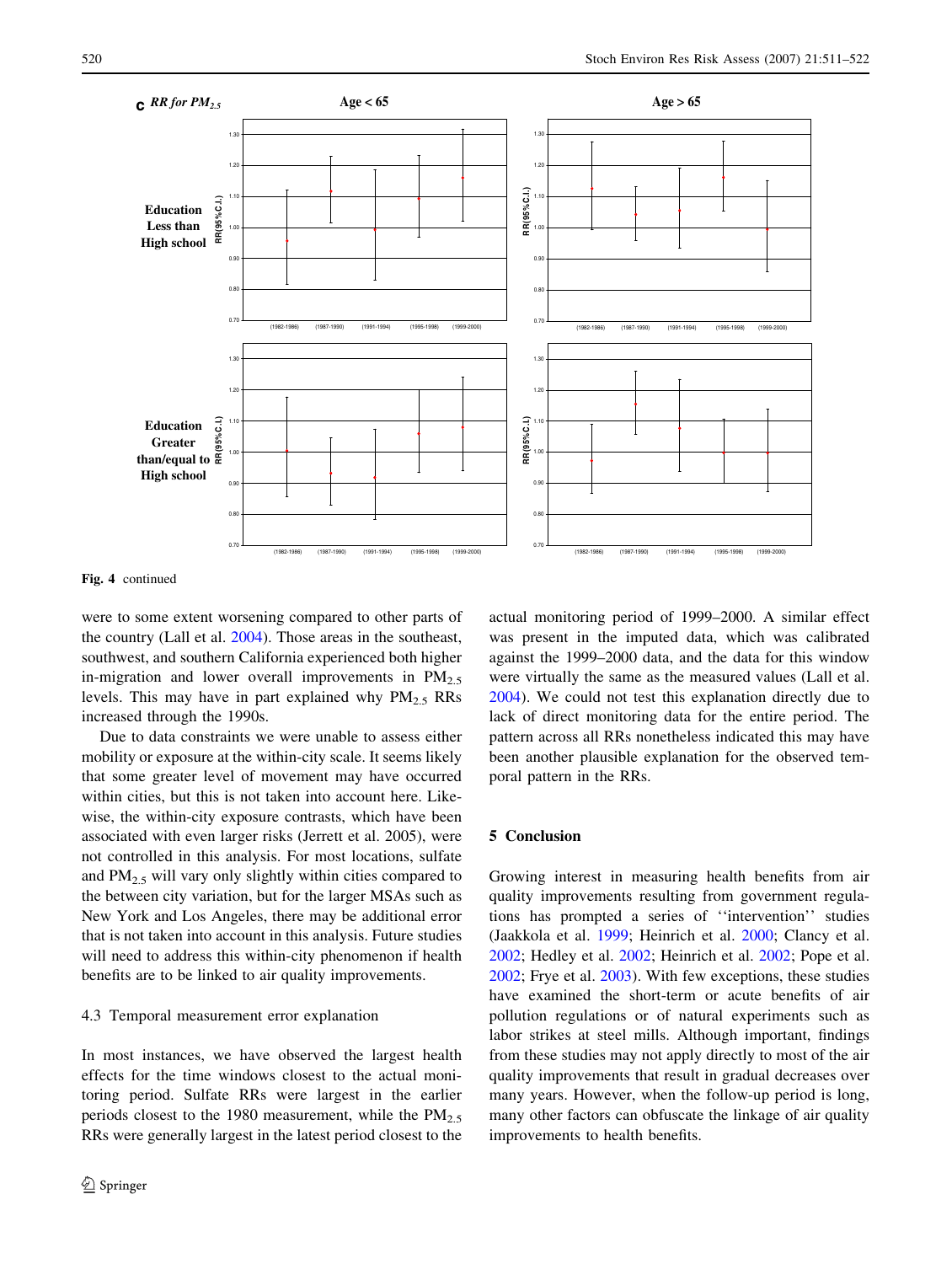Fig. 4 continued

were to some extent worsening compared to other parts of the country (Lall et al. 2004). Those areas in the southeast, southwest, and southern California experienced both higher in-migration and lower overall improvements in $PM_{2.5}$ levels. This may have in part explained why $PM_{2.5}$ RRs increased through the 1990s.

Due to data constraints we were unable to assess either mobility or exposure at the within-city scale. It seems likely that some greater level of movement may have occurred within cities, but this is not taken into account here. Likewise, the within-city exposure contrasts, which have been associated with even larger risks (Jerrett et al. 2005), were not controlled in this analysis. For most locations, sulfate and $PM_{2.5}$ will vary only slightly within cities compared to the between city variation, but for the larger MSAs such as New York and Los Angeles, there may be additional error that is not taken into account in this analysis. Future studies will need to address this within-city phenomenon if health benefits are to be linked to air quality improvements.

### 4.3 Temporal measurement error explanation

In most instances, we have observed the largest health effects for the time windows closest to the actual monitoring period. Sulfate RRs were largest in the earlier periods closest to the 1980 measurement, while the $PM_{2.5}$ RRs were generally largest in the latest period closest to the actual monitoring period of 1999–2000. A similar effect was present in the imputed data, which was calibrated against the 1999–2000 data, and the data for this window were virtually the same as the measured values (Lall et al. 2004). We could not test this explanation directly due to lack of direct monitoring data for the entire period. The pattern across all RRs nonetheless indicated this may have been another plausible explanation for the observed temporal pattern in the RRs.

## 5 Conclusion

Growing interest in measuring health benefits from air quality improvements resulting from government regulations has prompted a series of ''intervention'' studies (Jaakkola et al. 1999; Heinrich et al. 2000; Clancy et al. 2002; Hedley et al. 2002; Heinrich et al. 2002; Pope et al. 2002; Frye et al. 2003). With few exceptions, these studies have examined the short-term or acute benefits of air pollution regulations or of natural experiments such as labor strikes at steel mills. Although important, findings from these studies may not apply directly to most of the air quality improvements that result in gradual decreases over many years. However, when the follow-up period is long, many other factors can obfuscate the linkage of air quality improvements to health benefits.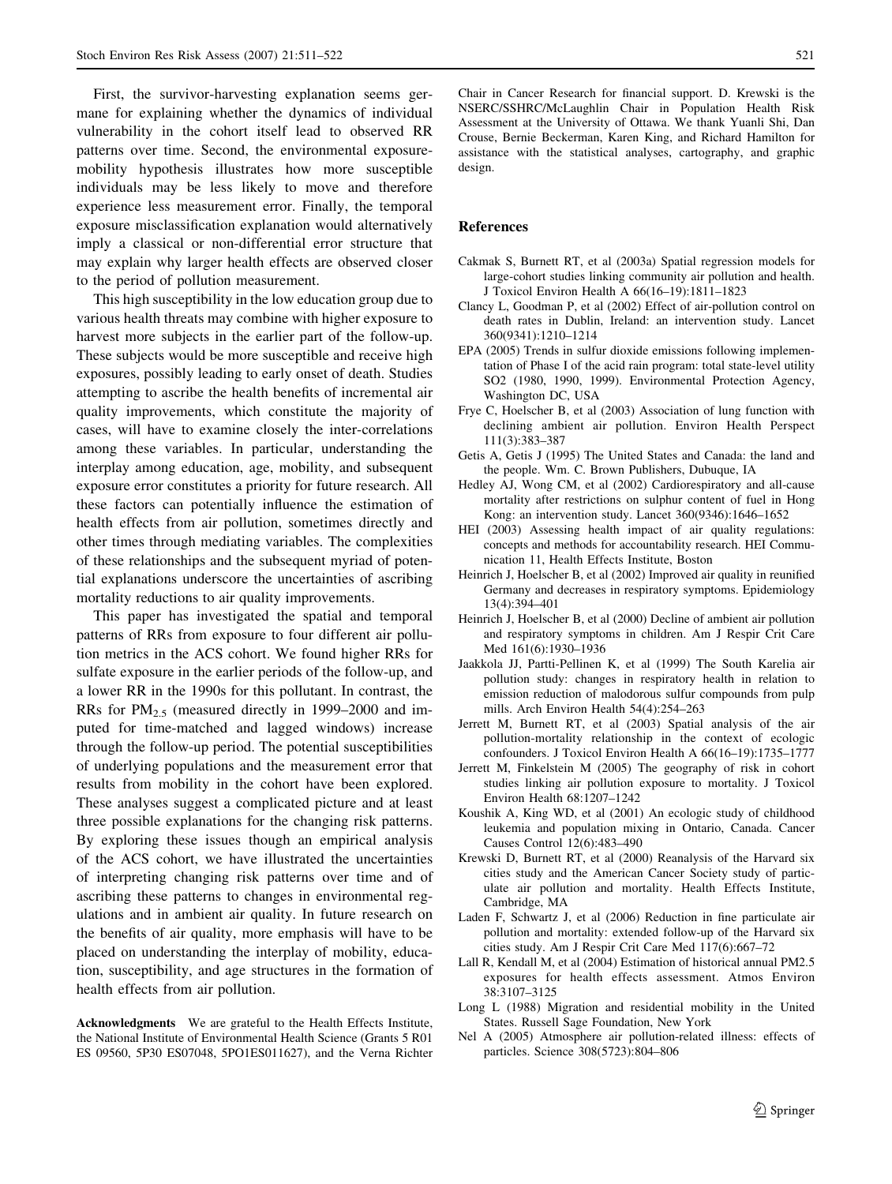First, the survivor-harvesting explanation seems germane for explaining whether the dynamics of individual vulnerability in the cohort itself lead to observed RR patterns over time. Second, the environmental exposure-mobility hypothesis illustrates how more susceptible individuals may be less likely to move and therefore experience less measurement error. Finally, the temporal exposure misclassification explanation would alternatively imply a classical or non-differential error structure that may explain why larger health effects are observed closer to the period of pollution measurement.

This high susceptibility in the low education group due to various health threats may combine with higher exposure to harvest more subjects in the earlier part of the follow-up. These subjects would be more susceptible and receive high exposures, possibly leading to early onset of death. Studies attempting to ascribe the health benefits of incremental air quality improvements, which constitute the majority of cases, will have to examine closely the inter-correlations among these variables. In particular, understanding the interplay among education, age, mobility, and subsequent exposure error constitutes a priority for future research. All these factors can potentially influence the estimation of health effects from air pollution, sometimes directly and other times through mediating variables. The complexities of these relationships and the subsequent myriad of potential explanations underscore the uncertainties of ascribing mortality reductions to air quality improvements.

This paper has investigated the spatial and temporal patterns of RRs from exposure to four different air pollution metrics in the ACS cohort. We found higher RRs for sulfate exposure in the earlier periods of the follow-up, and a lower RR in the 1990s for this pollutant. In contrast, the RRs for $PM_{2.5}$ (measured directly in 1999–2000 and imputed for time-matched and lagged windows) increase through the follow-up period. The potential susceptibilities of underlying populations and the measurement error that results from mobility in the cohort have been explored. These analyses suggest a complicated picture and at least three possible explanations for the changing risk patterns. By exploring these issues though an empirical analysis of the ACS cohort, we have illustrated the uncertainties of interpreting changing risk patterns over time and of ascribing these patterns to changes in environmental regulations and in ambient air quality. In future research on the benefits of air quality, more emphasis will have to be placed on understanding the interplay of mobility, education, susceptibility, and age structures in the formation of health effects from air pollution.

**Acknowledgments** We are grateful to the Health Effects Institute, the National Institute of Environmental Health Science (Grants 5 R01 ES 09560, 5P30 ES07048, 5PO1ES011627), and the Verna Richter Chair in Cancer Research for financial support. D. Krewski is the NSERC/SSHRC/McLaughlin Chair in Population Health Risk Assessment at the University of Ottawa. We thank Yuanli Shi, Dan Crouse, Bernie Beckerman, Karen King, and Richard Hamilton for assistance with the statistical analyses, cartography, and graphic design.

## References

Cakmak S, Burnett RT, et al (2003a) Spatial regression models for large-cohort studies linking community air pollution and health. J Toxicol Environ Health A 66(16–19):1811–1823

Clancy L, Goodman P, et al (2002) Effect of air-pollution control on death rates in Dublin, Ireland: an intervention study. Lancet 360(9341):1210–1214

EPA (2005) Trends in sulfur dioxide emissions following implementation of Phase I of the acid rain program: total state-level utility SO2 (1980, 1990, 1999). Environmental Protection Agency, Washington DC, USA

Frye C, Hoelscher B, et al (2003) Association of lung function with declining ambient air pollution. Environ Health Perspect 111(3):383–387

Getis A, Getis J (1995) The United States and Canada: the land and the people. Wm. C. Brown Publishers, Dubuque, IA

Hedley AJ, Wong CM, et al (2002) Cardiorespiratory and all-cause mortality after restrictions on sulphur content of fuel in Hong Kong: an intervention study. Lancet 360(9346):1646–1652

HEI (2003) Assessing health impact of air quality regulations: concepts and methods for accountability research. HEI Communication 11, Health Effects Institute, Boston

Heinrich J, Hoelscher B, et al (2002) Improved air quality in reunified Germany and decreases in respiratory symptoms. Epidemiology 13(4):394–401

Heinrich J, Hoelscher B, et al (2000) Decline of ambient air pollution and respiratory symptoms in children. Am J Respir Crit Care Med 161(6):1930–1936

Jaakkola JJ, Partti-Pellinen K, et al (1999) The South Karelia air pollution study: changes in respiratory health in relation to emission reduction of malodorous sulfur compounds from pulp mills. Arch Environ Health 54(4):254–263

Jerrett M, Burnett RT, et al (2003) Spatial analysis of the air pollution-mortality relationship in the context of ecologic confounders. J Toxicol Environ Health A 66(16–19):1735–1777

Jerrett M, Finkelstein M (2005) The geography of risk in cohort studies linking air pollution exposure to mortality. J Toxicol Environ Health 68:1207–1242

Koushik A, King WD, et al (2001) An ecologic study of childhood leukemia and population mixing in Ontario, Canada. Cancer Causes Control 12(6):483–490

Krewski D, Burnett RT, et al (2000) Reanalysis of the Harvard six cities study and the American Cancer Society study of particulate air pollution and mortality. Health Effects Institute, Cambridge, MA

Laden F, Schwartz J, et al (2006) Reduction in fine particulate air pollution and mortality: extended follow-up of the Harvard six cities study. Am J Respir Crit Care Med 117(6):667–72

Lall R, Kendall M, et al (2004) Estimation of historical annual PM2.5 exposures for health effects assessment. Atmos Environ 38:3107–3125

Long L (1988) Migration and residential mobility in the United States. Russell Sage Foundation, New York

Nel A (2005) Atmosphere air pollution-related illness: effects of particles. Science 308(5723):804–806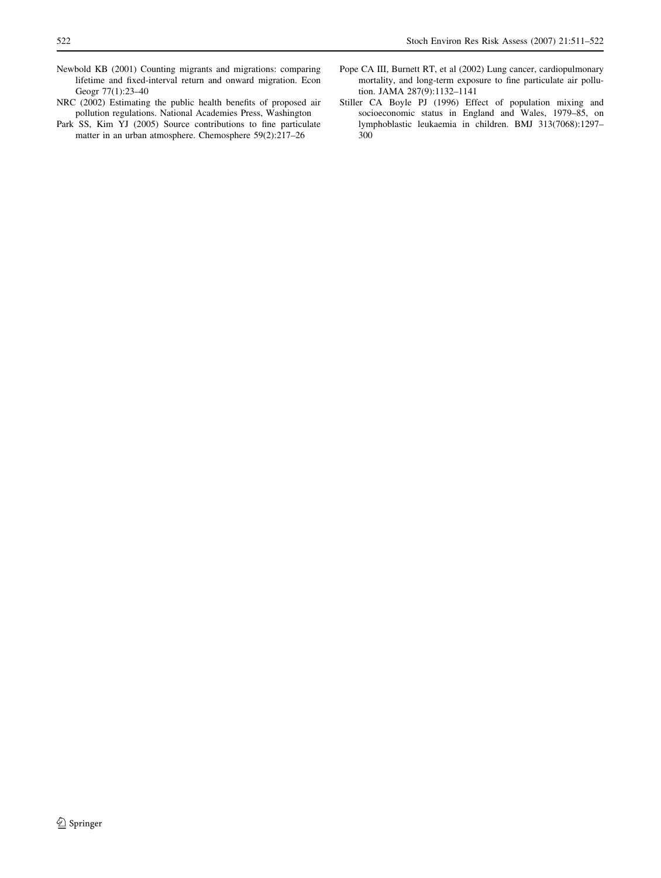Newbold KB (2001) Counting migrants and migrations: comparing lifetime and fixed-interval return and onward migration. Econ Geogr 77(1):23–40

NRC (2002) Estimating the public health benefits of proposed air pollution regulations. National Academies Press, Washington

Park SS, Kim YJ (2005) Source contributions to fine particulate matter in an urban atmosphere. Chemosphere 59(2):217–26

Pope CA III, Burnett RT, et al (2002) Lung cancer, cardiopulmonary mortality, and long-term exposure to fine particulate air pollution. JAMA 287(9):1132–1141

Stiller CA Boyle PJ (1996) Effect of population mixing and socioeconomic status in England and Wales, 1979–85, on lymphoblastic leukaemia in children. BMJ 313(7068):1297–300